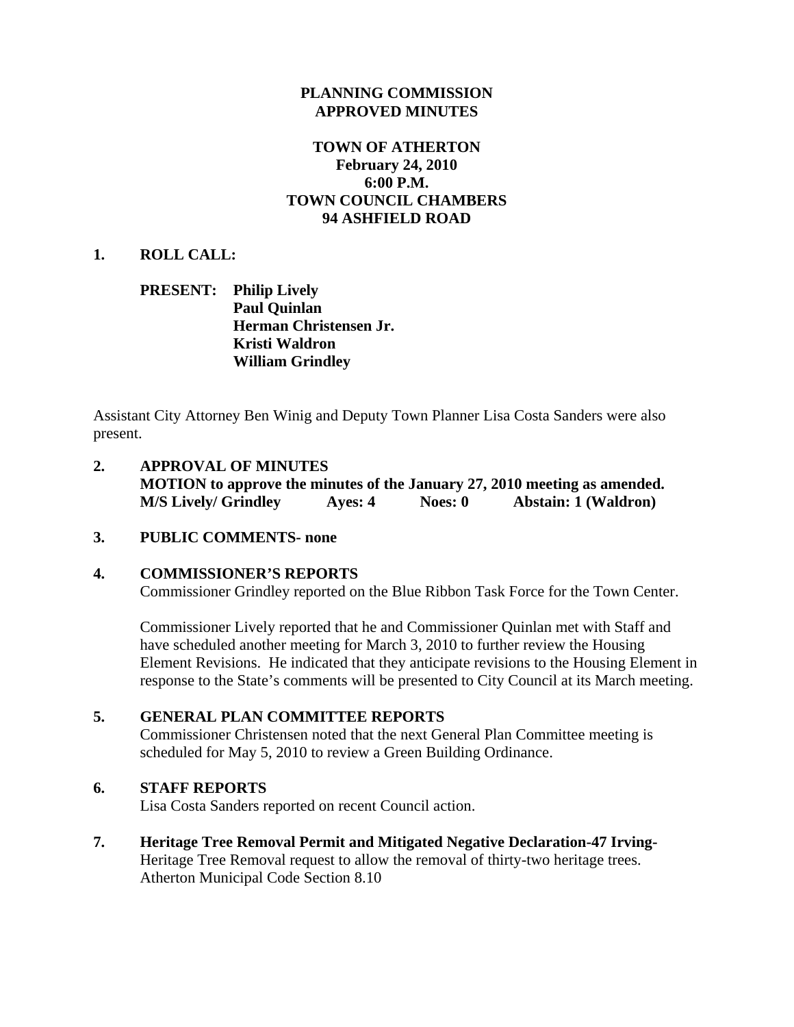**PLANNING COMMISSION**
**APPROVED MINUTES**

**TOWN OF ATHERTON**
**February 24, 2010**
**6:00 P.M.**
**TOWN COUNCIL CHAMBERS**
**94 ASHFIELD ROAD**

**1. ROLL CALL:**

**PRESENT: Philip Lively**
**Paul Quinlan**
**Herman Christensen Jr.**
**Kristi Waldron**
**William Grindley**

Assistant City Attorney Ben Winig and Deputy Town Planner Lisa Costa Sanders were also present.

**2. APPROVAL OF MINUTES**
**MOTION to approve the minutes of the January 27, 2010 meeting as amended.**
**M/S Lively/ Grindley Ayes: 4 Noes: 0 Abstain: 1 (Waldron)**

**3. PUBLIC COMMENTS- none**

**4. COMMISSIONER'S REPORTS**
Commissioner Grindley reported on the Blue Ribbon Task Force for the Town Center.

Commissioner Lively reported that he and Commissioner Quinlan met with Staff and have scheduled another meeting for March 3, 2010 to further review the Housing Element Revisions. He indicated that they anticipate revisions to the Housing Element in response to the State's comments will be presented to City Council at its March meeting.

**5. GENERAL PLAN COMMITTEE REPORTS**
Commissioner Christensen noted that the next General Plan Committee meeting is scheduled for May 5, 2010 to review a Green Building Ordinance.

**6. STAFF REPORTS**
Lisa Costa Sanders reported on recent Council action.

**7. Heritage Tree Removal Permit and Mitigated Negative Declaration-47 Irving-**
Heritage Tree Removal request to allow the removal of thirty-two heritage trees. Atherton Municipal Code Section 8.10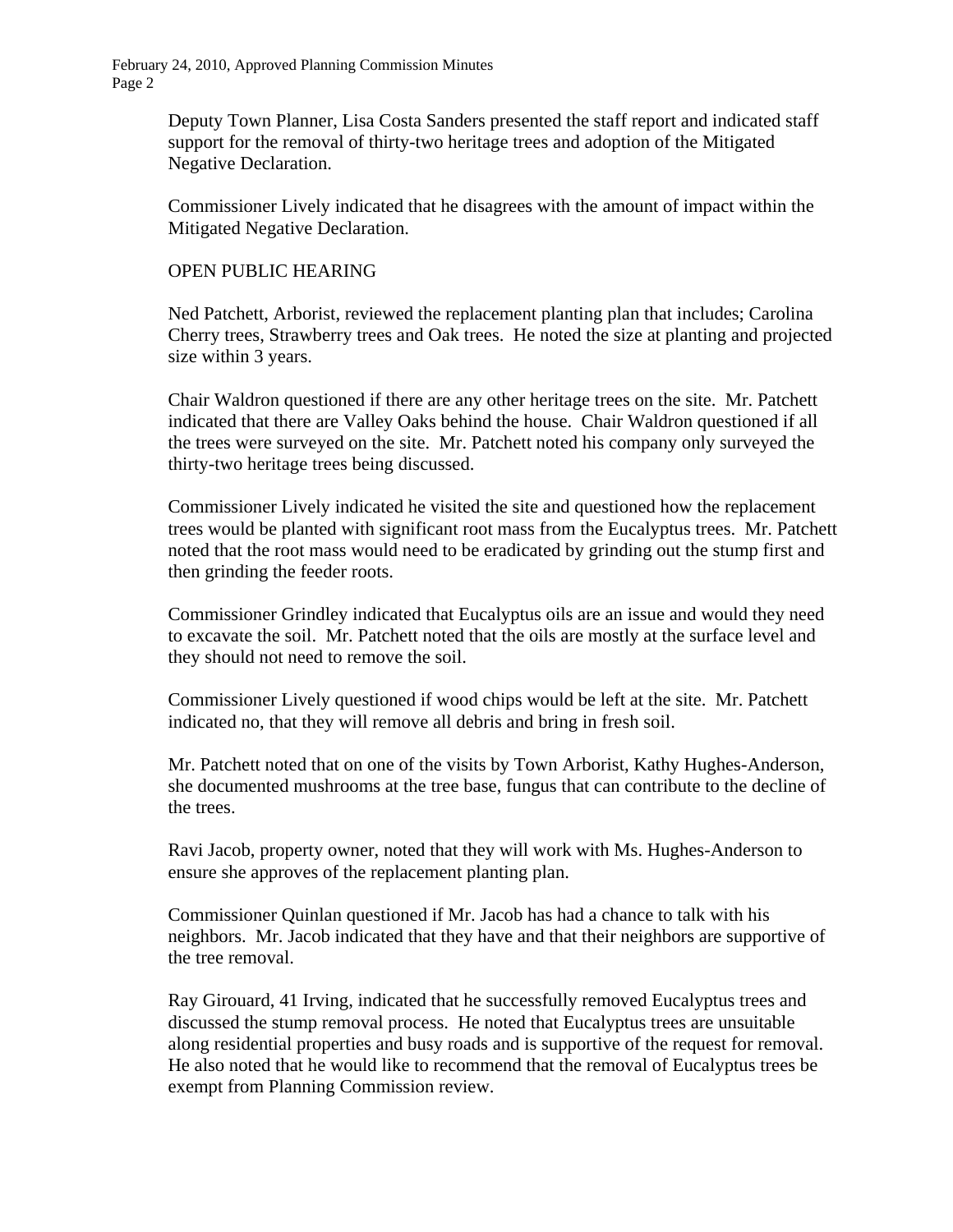Deputy Town Planner, Lisa Costa Sanders presented the staff report and indicated staff support for the removal of thirty-two heritage trees and adoption of the Mitigated Negative Declaration.

Commissioner Lively indicated that he disagrees with the amount of impact within the Mitigated Negative Declaration.

OPEN PUBLIC HEARING

Ned Patchett, Arborist, reviewed the replacement planting plan that includes; Carolina Cherry trees, Strawberry trees and Oak trees. He noted the size at planting and projected size within 3 years.

Chair Waldron questioned if there are any other heritage trees on the site. Mr. Patchett indicated that there are Valley Oaks behind the house. Chair Waldron questioned if all the trees were surveyed on the site. Mr. Patchett noted his company only surveyed the thirty-two heritage trees being discussed.

Commissioner Lively indicated he visited the site and questioned how the replacement trees would be planted with significant root mass from the Eucalyptus trees. Mr. Patchett noted that the root mass would need to be eradicated by grinding out the stump first and then grinding the feeder roots.

Commissioner Grindley indicated that Eucalyptus oils are an issue and would they need to excavate the soil. Mr. Patchett noted that the oils are mostly at the surface level and they should not need to remove the soil.

Commissioner Lively questioned if wood chips would be left at the site. Mr. Patchett indicated no, that they will remove all debris and bring in fresh soil.

Mr. Patchett noted that on one of the visits by Town Arborist, Kathy Hughes-Anderson, she documented mushrooms at the tree base, fungus that can contribute to the decline of the trees.

Ravi Jacob, property owner, noted that they will work with Ms. Hughes-Anderson to ensure she approves of the replacement planting plan.

Commissioner Quinlan questioned if Mr. Jacob has had a chance to talk with his neighbors. Mr. Jacob indicated that they have and that their neighbors are supportive of the tree removal.

Ray Girouard, 41 Irving, indicated that he successfully removed Eucalyptus trees and discussed the stump removal process. He noted that Eucalyptus trees are unsuitable along residential properties and busy roads and is supportive of the request for removal. He also noted that he would like to recommend that the removal of Eucalyptus trees be exempt from Planning Commission review.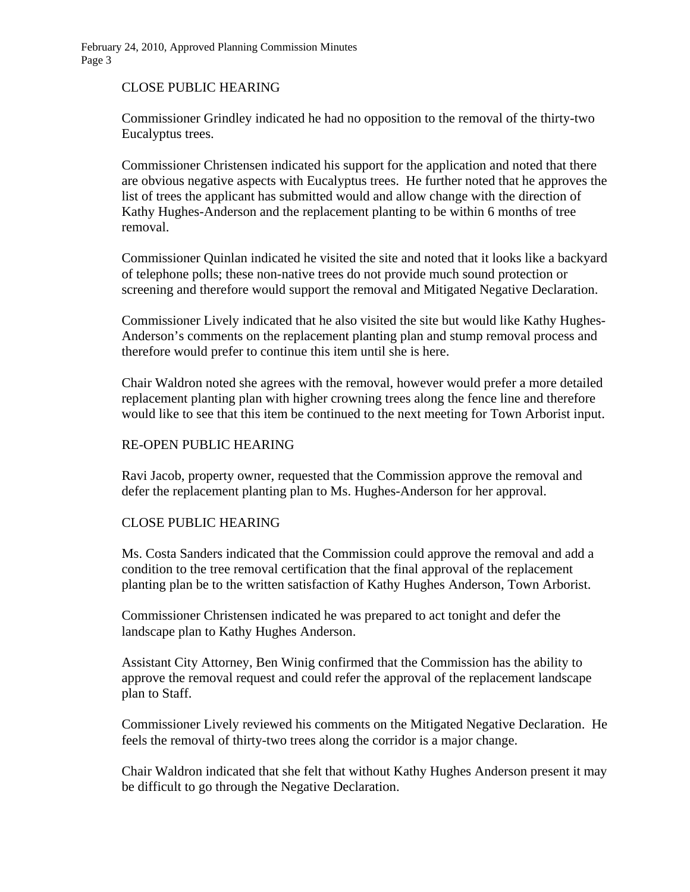CLOSE PUBLIC HEARING

Commissioner Grindley indicated he had no opposition to the removal of the thirty-two Eucalyptus trees.

Commissioner Christensen indicated his support for the application and noted that there are obvious negative aspects with Eucalyptus trees. He further noted that he approves the list of trees the applicant has submitted would and allow change with the direction of Kathy Hughes-Anderson and the replacement planting to be within 6 months of tree removal.

Commissioner Quinlan indicated he visited the site and noted that it looks like a backyard of telephone polls; these non-native trees do not provide much sound protection or screening and therefore would support the removal and Mitigated Negative Declaration.

Commissioner Lively indicated that he also visited the site but would like Kathy Hughes-Anderson's comments on the replacement planting plan and stump removal process and therefore would prefer to continue this item until she is here.

Chair Waldron noted she agrees with the removal, however would prefer a more detailed replacement planting plan with higher crowning trees along the fence line and therefore would like to see that this item be continued to the next meeting for Town Arborist input.

RE-OPEN PUBLIC HEARING

Ravi Jacob, property owner, requested that the Commission approve the removal and defer the replacement planting plan to Ms. Hughes-Anderson for her approval.

CLOSE PUBLIC HEARING

Ms. Costa Sanders indicated that the Commission could approve the removal and add a condition to the tree removal certification that the final approval of the replacement planting plan be to the written satisfaction of Kathy Hughes Anderson, Town Arborist.

Commissioner Christensen indicated he was prepared to act tonight and defer the landscape plan to Kathy Hughes Anderson.

Assistant City Attorney, Ben Winig confirmed that the Commission has the ability to approve the removal request and could refer the approval of the replacement landscape plan to Staff.

Commissioner Lively reviewed his comments on the Mitigated Negative Declaration. He feels the removal of thirty-two trees along the corridor is a major change.

Chair Waldron indicated that she felt that without Kathy Hughes Anderson present it may be difficult to go through the Negative Declaration.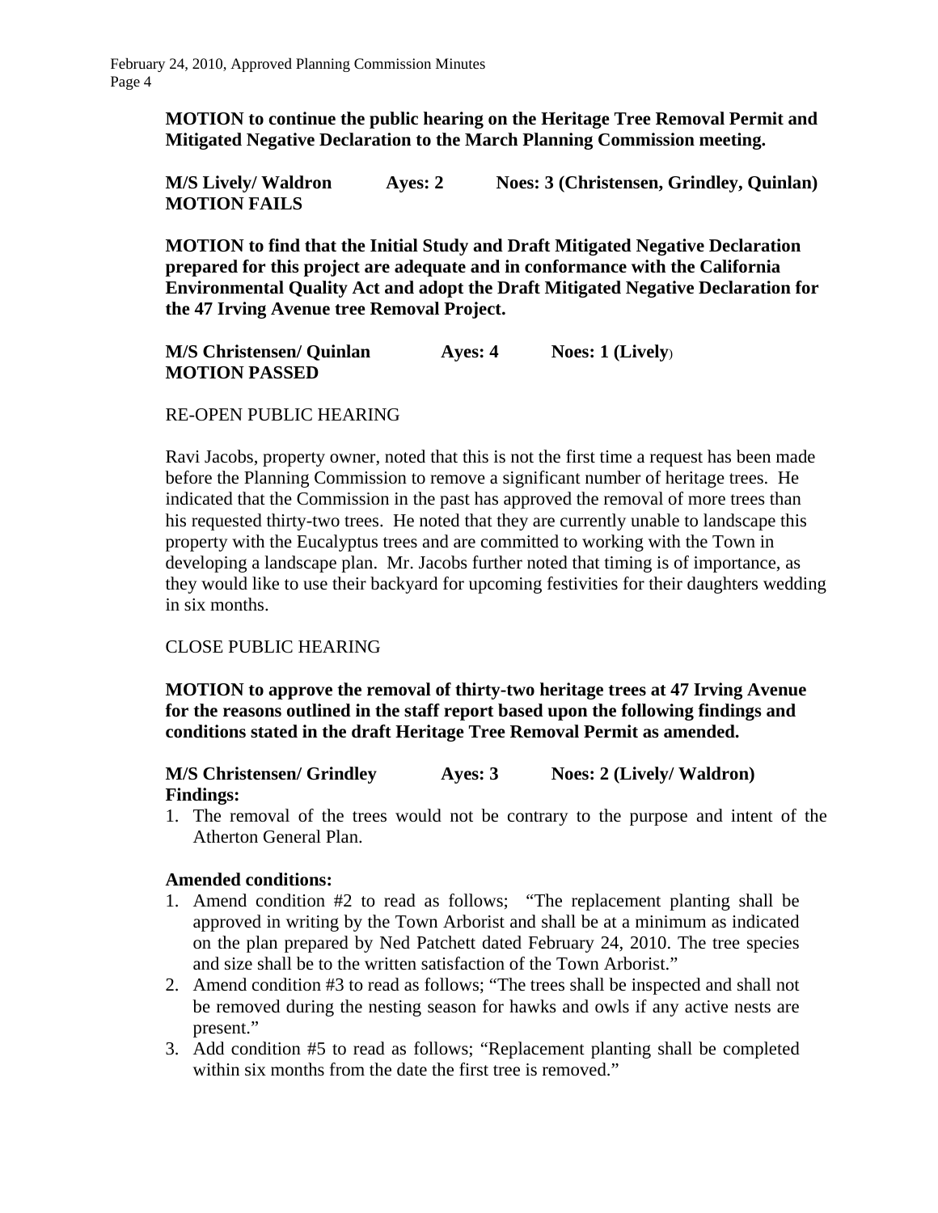**MOTION to continue the public hearing on the Heritage Tree Removal Permit and Mitigated Negative Declaration to the March Planning Commission meeting.**

**M/S Lively/ Waldron Ayes: 2 Noes: 3 (Christensen, Grindley, Quinlan)**
**MOTION FAILS**

**MOTION to find that the Initial Study and Draft Mitigated Negative Declaration prepared for this project are adequate and in conformance with the California Environmental Quality Act and adopt the Draft Mitigated Negative Declaration for the 47 Irving Avenue tree Removal Project.**

**M/S Christensen/ Quinlan Ayes: 4 Noes: 1 (Lively)**
**MOTION PASSED**

RE-OPEN PUBLIC HEARING

Ravi Jacobs, property owner, noted that this is not the first time a request has been made before the Planning Commission to remove a significant number of heritage trees. He indicated that the Commission in the past has approved the removal of more trees than his requested thirty-two trees. He noted that they are currently unable to landscape this property with the Eucalyptus trees and are committed to working with the Town in developing a landscape plan. Mr. Jacobs further noted that timing is of importance, as they would like to use their backyard for upcoming festivities for their daughters wedding in six months.

CLOSE PUBLIC HEARING

**MOTION to approve the removal of thirty-two heritage trees at 47 Irving Avenue for the reasons outlined in the staff report based upon the following findings and conditions stated in the draft Heritage Tree Removal Permit as amended.**

**M/S Christensen/ Grindley Ayes: 3 Noes: 2 (Lively/ Waldron)**

**Findings:**

1. The removal of the trees would not be contrary to the purpose and intent of the Atherton General Plan.

**Amended conditions:**

1. Amend condition #2 to read as follows; "The replacement planting shall be approved in writing by the Town Arborist and shall be at a minimum as indicated on the plan prepared by Ned Patchett dated February 24, 2010. The tree species and size shall be to the written satisfaction of the Town Arborist."
2. Amend condition #3 to read as follows; "The trees shall be inspected and shall not be removed during the nesting season for hawks and owls if any active nests are present."
3. Add condition #5 to read as follows; "Replacement planting shall be completed within six months from the date the first tree is removed."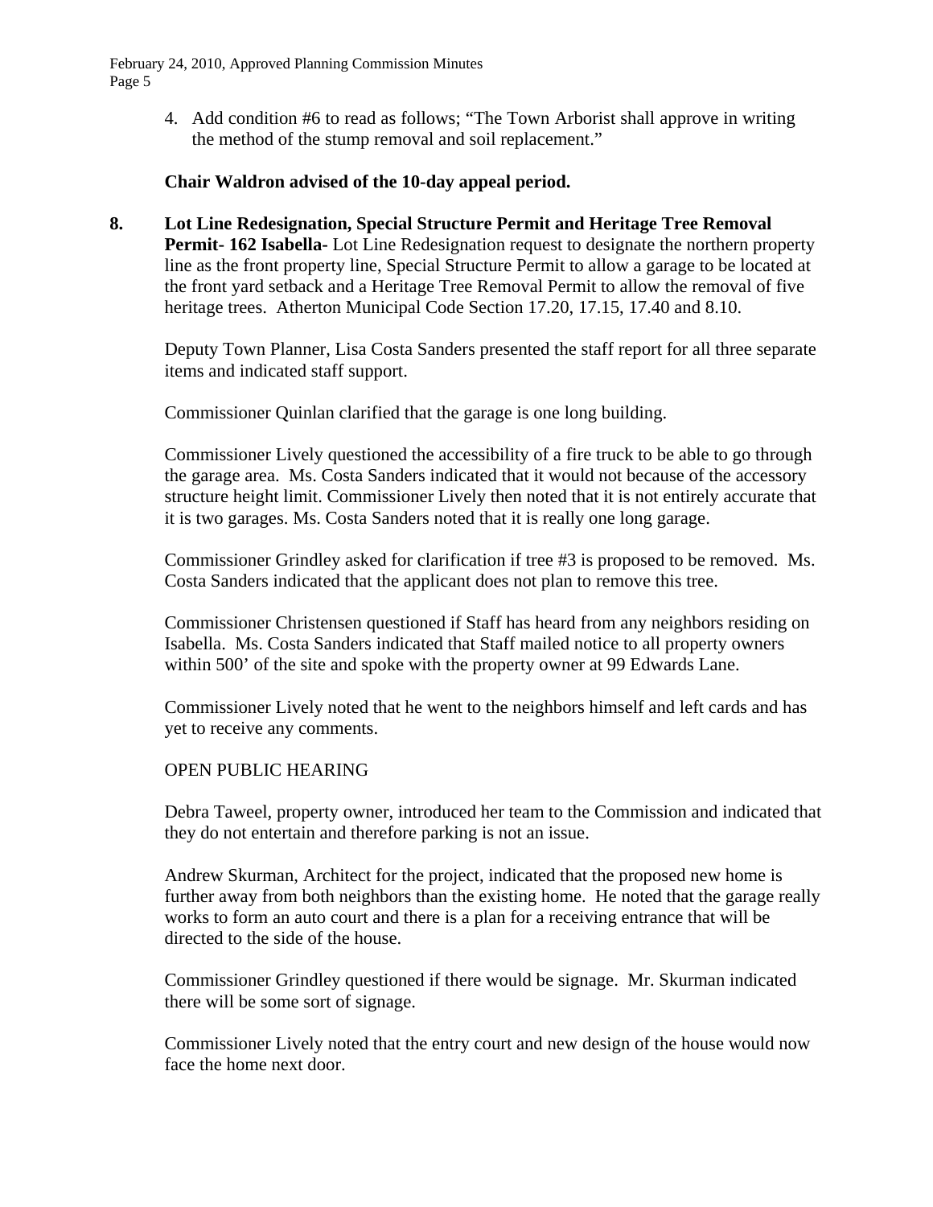4. Add condition #6 to read as follows; "The Town Arborist shall approve in writing the method of the stump removal and soil replacement."

**Chair Waldron advised of the 10-day appeal period.**

**8. Lot Line Redesignation, Special Structure Permit and Heritage Tree Removal Permit- 162 Isabella-** Lot Line Redesignation request to designate the northern property line as the front property line, Special Structure Permit to allow a garage to be located at the front yard setback and a Heritage Tree Removal Permit to allow the removal of five heritage trees. Atherton Municipal Code Section 17.20, 17.15, 17.40 and 8.10.

Deputy Town Planner, Lisa Costa Sanders presented the staff report for all three separate items and indicated staff support.

Commissioner Quinlan clarified that the garage is one long building.

Commissioner Lively questioned the accessibility of a fire truck to be able to go through the garage area. Ms. Costa Sanders indicated that it would not because of the accessory structure height limit. Commissioner Lively then noted that it is not entirely accurate that it is two garages. Ms. Costa Sanders noted that it is really one long garage.

Commissioner Grindley asked for clarification if tree #3 is proposed to be removed. Ms. Costa Sanders indicated that the applicant does not plan to remove this tree.

Commissioner Christensen questioned if Staff has heard from any neighbors residing on Isabella. Ms. Costa Sanders indicated that Staff mailed notice to all property owners within 500' of the site and spoke with the property owner at 99 Edwards Lane.

Commissioner Lively noted that he went to the neighbors himself and left cards and has yet to receive any comments.

OPEN PUBLIC HEARING

Debra Taweel, property owner, introduced her team to the Commission and indicated that they do not entertain and therefore parking is not an issue.

Andrew Skurman, Architect for the project, indicated that the proposed new home is further away from both neighbors than the existing home. He noted that the garage really works to form an auto court and there is a plan for a receiving entrance that will be directed to the side of the house.

Commissioner Grindley questioned if there would be signage. Mr. Skurman indicated there will be some sort of signage.

Commissioner Lively noted that the entry court and new design of the house would now face the home next door.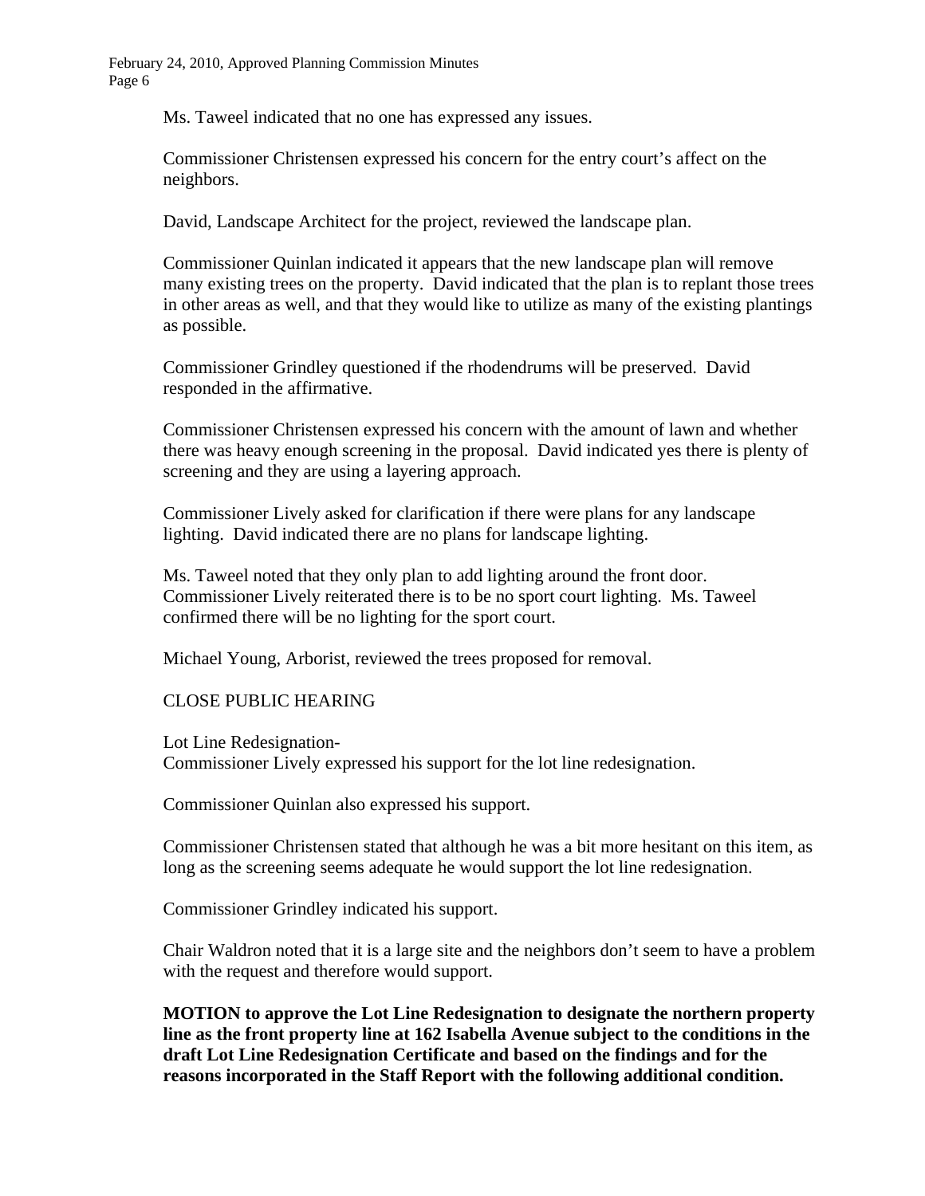Ms. Taweel indicated that no one has expressed any issues.

Commissioner Christensen expressed his concern for the entry court's affect on the neighbors.

David, Landscape Architect for the project, reviewed the landscape plan.

Commissioner Quinlan indicated it appears that the new landscape plan will remove many existing trees on the property. David indicated that the plan is to replant those trees in other areas as well, and that they would like to utilize as many of the existing plantings as possible.

Commissioner Grindley questioned if the rhodendrums will be preserved. David responded in the affirmative.

Commissioner Christensen expressed his concern with the amount of lawn and whether there was heavy enough screening in the proposal. David indicated yes there is plenty of screening and they are using a layering approach.

Commissioner Lively asked for clarification if there were plans for any landscape lighting. David indicated there are no plans for landscape lighting.

Ms. Taweel noted that they only plan to add lighting around the front door. Commissioner Lively reiterated there is to be no sport court lighting. Ms. Taweel confirmed there will be no lighting for the sport court.

Michael Young, Arborist, reviewed the trees proposed for removal.

CLOSE PUBLIC HEARING

Lot Line Redesignation-
Commissioner Lively expressed his support for the lot line redesignation.

Commissioner Quinlan also expressed his support.

Commissioner Christensen stated that although he was a bit more hesitant on this item, as long as the screening seems adequate he would support the lot line redesignation.

Commissioner Grindley indicated his support.

Chair Waldron noted that it is a large site and the neighbors don't seem to have a problem with the request and therefore would support.

**MOTION to approve the Lot Line Redesignation to designate the northern property line as the front property line at 162 Isabella Avenue subject to the conditions in the draft Lot Line Redesignation Certificate and based on the findings and for the reasons incorporated in the Staff Report with the following additional condition.**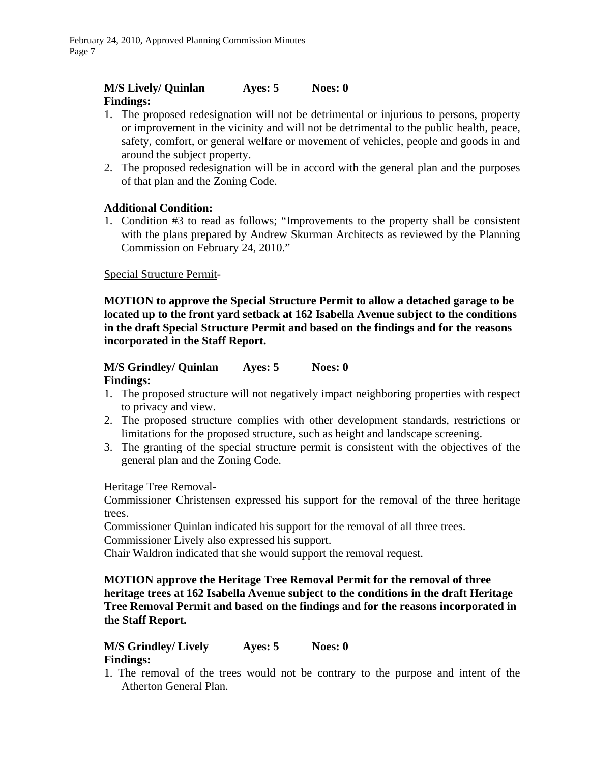**M/S Lively/ Quinlan Ayes: 5 Noes: 0**

**Findings:**

1. The proposed redesignation will not be detrimental or injurious to persons, property or improvement in the vicinity and will not be detrimental to the public health, peace, safety, comfort, or general welfare or movement of vehicles, people and goods in and around the subject property.
2. The proposed redesignation will be in accord with the general plan and the purposes of that plan and the Zoning Code.

**Additional Condition:**

1. Condition #3 to read as follows; "Improvements to the property shall be consistent with the plans prepared by Andrew Skurman Architects as reviewed by the Planning Commission on February 24, 2010."

Special Structure Permit-

**MOTION to approve the Special Structure Permit to allow a detached garage to be located up to the front yard setback at 162 Isabella Avenue subject to the conditions in the draft Special Structure Permit and based on the findings and for the reasons incorporated in the Staff Report.**

**M/S Grindley/ Quinlan Ayes: 5 Noes: 0**

**Findings:**

1. The proposed structure will not negatively impact neighboring properties with respect to privacy and view.
2. The proposed structure complies with other development standards, restrictions or limitations for the proposed structure, such as height and landscape screening.
3. The granting of the special structure permit is consistent with the objectives of the general plan and the Zoning Code.

Heritage Tree Removal-

Commissioner Christensen expressed his support for the removal of the three heritage trees.

Commissioner Quinlan indicated his support for the removal of all three trees.

Commissioner Lively also expressed his support.

Chair Waldron indicated that she would support the removal request.

**MOTION approve the Heritage Tree Removal Permit for the removal of three heritage trees at 162 Isabella Avenue subject to the conditions in the draft Heritage Tree Removal Permit and based on the findings and for the reasons incorporated in the Staff Report.**

**M/S Grindley/ Lively Ayes: 5 Noes: 0**

**Findings:**

1. The removal of the trees would not be contrary to the purpose and intent of the Atherton General Plan.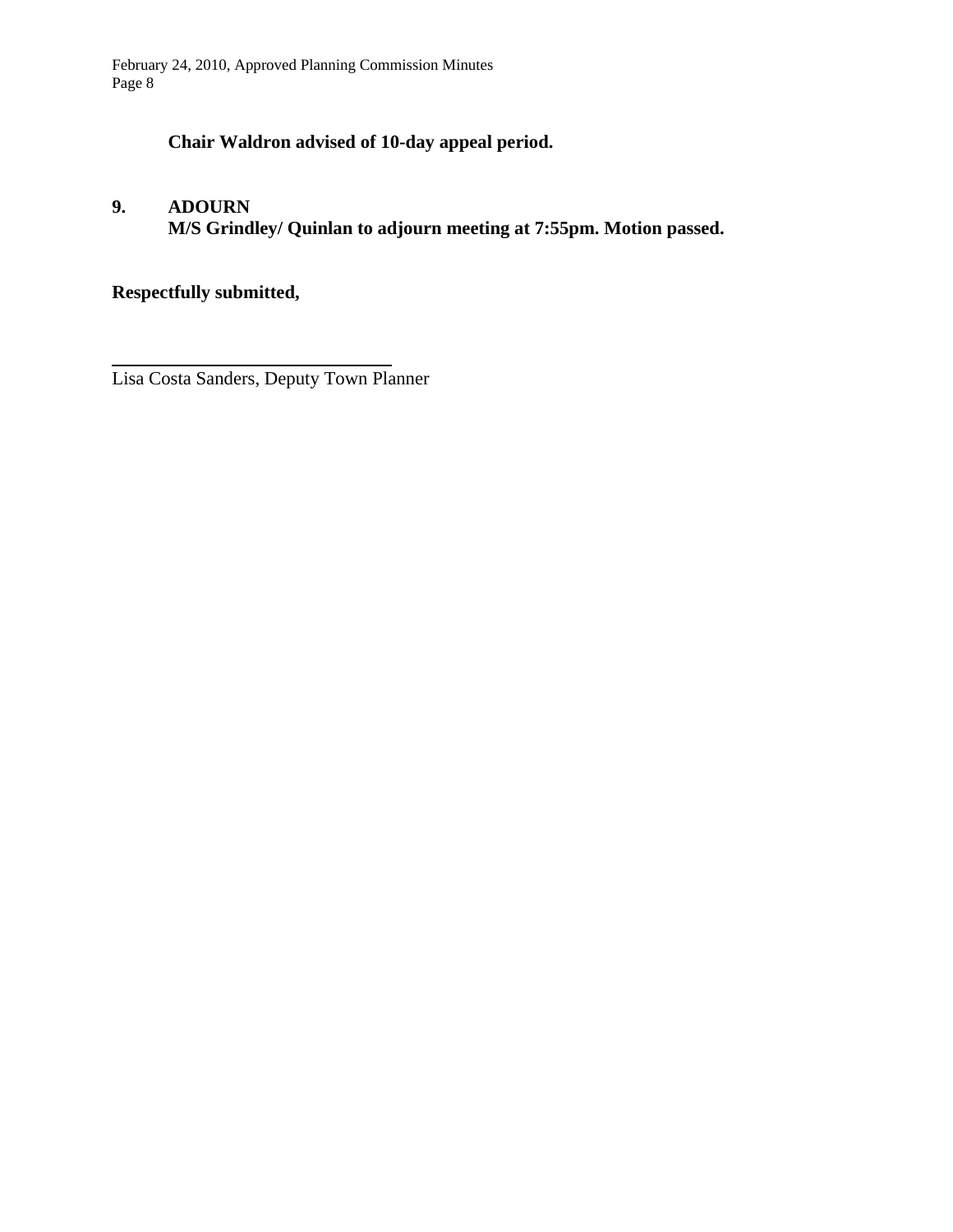**Chair Waldron advised of 10-day appeal period.**

**9. ADOURN**
**M/S Grindley/ Quinlan to adjourn meeting at 7:55pm. Motion passed.**

**Respectfully submitted,**

\_\_\_\_\_\_\_\_\_\_\_\_\_\_\_\_\_\_\_\_\_\_\_\_\_\_\_\_\_\_
Lisa Costa Sanders, Deputy Town Planner